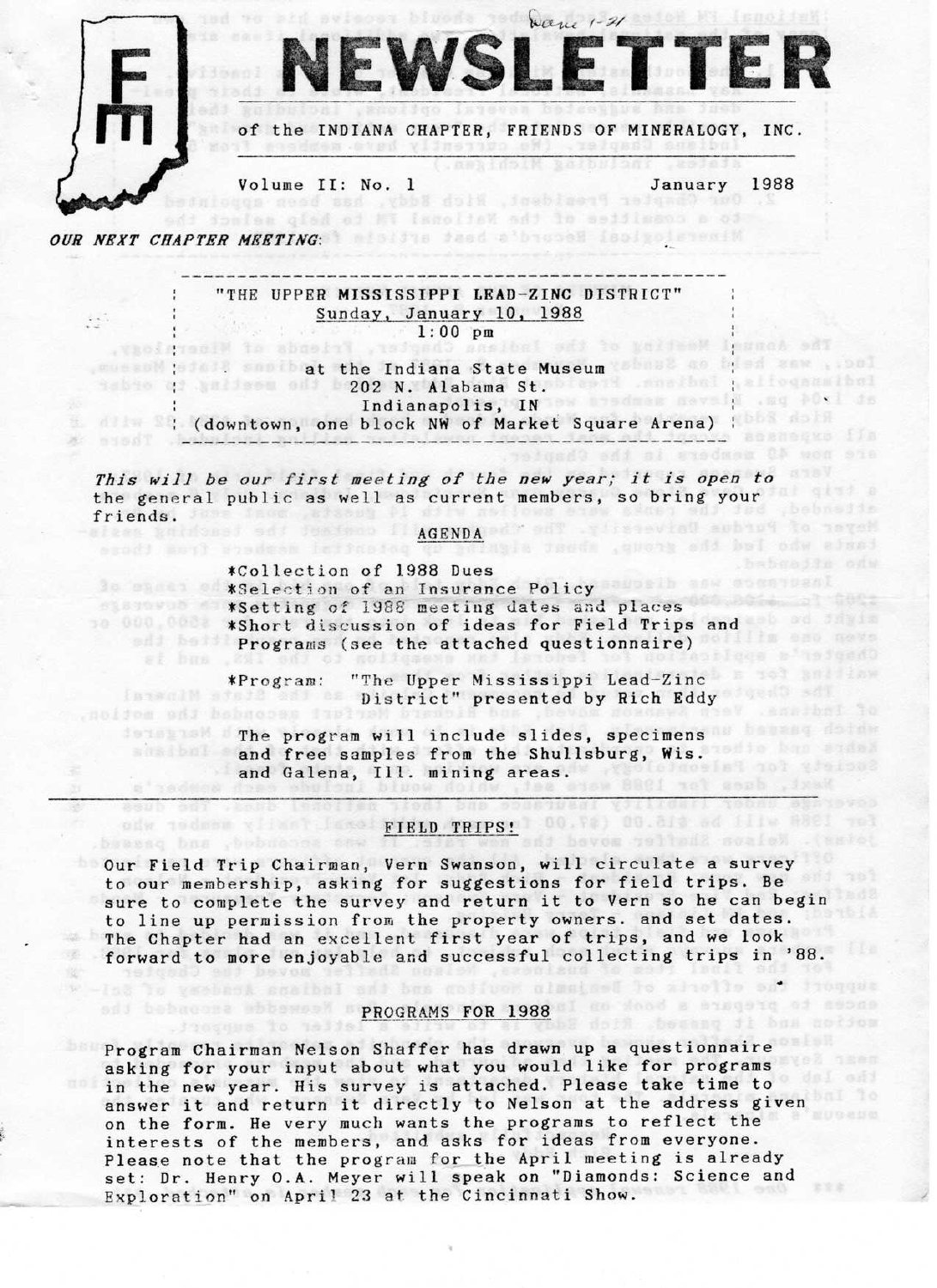# NEWSLETTER

of the INDIANA CHAPTER, FRIENDS OF MINERALOGY, INC.

Volume II: No. 1 — January 1988

***OUR NEXT CHAPTER MEETING:***

"THE UPPER MISSISSIPPI LEAD-ZINC DISTRICT"
Sunday, January 10, 1988
1:00 pm

at the Indiana State Museum
202 N. Alabama St.
Indianapolis, IN
(downtown, one block NW of Market Square Arena)

*This will be our first meeting of the new year; it is open to the general public as well as current members, so bring your friends.*

## AGENDA

- *Collection of 1988 Dues
- *Selection of an Insurance Policy
- *Setting of 1988 meeting dates and places
- *Short discussion of ideas for Field Trips and Programs (see the attached questionnaire)
- *Program: "The Upper Mississippi Lead-Zinc District" presented by Rich Eddy

The program will include slides, specimens and free samples from the Shullsburg, Wis. and Galena, Ill. mining areas.

## FIELD TRIPS!

Our Field Trip Chairman, Vern Swanson, will circulate a survey to our membership, asking for suggestions for field trips. Be sure to complete the survey and return it to Vern so he can begin to line up permission from the property owners. and set dates. The Chapter had an excellent first year of trips, and we look forward to more enjoyable and successful collecting trips in '88.

## PROGRAMS FOR 1988

Program Chairman Nelson Shaffer has drawn up a questionnaire asking for your input about what you would like for programs in the new year. His survey is attached. Please take time to answer it and return it directly to Nelson at the address given on the form. He very much wants the programs to reflect the interests of the members, and asks for ideas from everyone. Please note that the program for the April meeting is already set: Dr. Henry O.A. Meyer will speak on "Diamonds: Science and Exploration" on April 23 at the Cincinnati Show.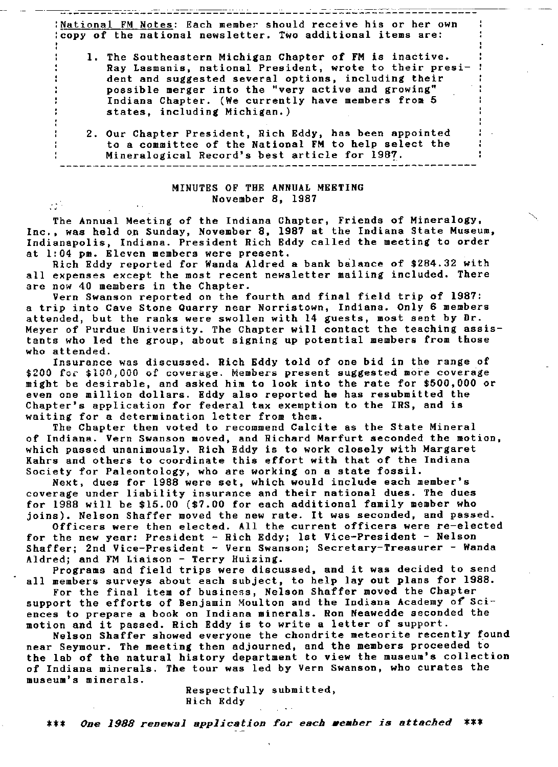National FM Notes: Each member should receive his or her own copy of the national newsletter. Two additional items are:

1. The Southeastern Michigan Chapter of FM is inactive. Ray Lasmanis, national President, wrote to their president and suggested several options, including their possible merger into the "very active and growing" Indiana Chapter. (We currently have members from 5 states, including Michigan.)

2. Our Chapter President, Rich Eddy, has been appointed to a committee of the National FM to help select the Mineralogical Record's best article for 1987.

## MINUTES OF THE ANNUAL MEETING
November 8, 1987

The Annual Meeting of the Indiana Chapter, Friends of Mineralogy, Inc., was held on Sunday, November 8, 1987 at the Indiana State Museum, Indianapolis, Indiana. President Rich Eddy called the meeting to order at 1:04 pm. Eleven members were present.

Rich Eddy reported for Wanda Aldred a bank balance of $284.32 with all expenses except the most recent newsletter mailing included. There are now 40 members in the Chapter.

Vern Swanson reported on the fourth and final field trip of 1987: a trip into Cave Stone Quarry near Norristown, Indiana. Only 6 members attended, but the ranks were swollen with 14 guests, most sent by Dr. Meyer of Purdue University. The Chapter will contact the teaching assistants who led the group, about signing up potential members from those who attended.

Insurance was discussed. Rich Eddy told of one bid in the range of $200 for $100,000 of coverage. Members present suggested more coverage might be desirable, and asked him to look into the rate for $500,000 or even one million dollars. Eddy also reported he has resubmitted the Chapter's application for federal tax exemption to the IRS, and is waiting for a determination letter from them.

The Chapter then voted to recommend Calcite as the State Mineral of Indiana. Vern Swanson moved, and Richard Marfurt seconded the motion, which passed unanimously. Rich Eddy is to work closely with Margaret Kahrs and others to coordinate this effort with that of the Indiana Society for Paleontology, who are working on a state fossil.

Next, dues for 1988 were set, which would include each member's coverage under liability insurance and their national dues. The dues for 1988 will be $15.00 ($7.00 for each additional family member who joins). Nelson Shaffer moved the new rate. It was seconded, and passed.

Officers were then elected. All the current officers were re-elected for the new year: President - Rich Eddy; 1st Vice-President - Nelson Shaffer; 2nd Vice-President - Vern Swanson; Secretary-Treasurer - Wanda Aldred; and FM Liaison - Terry Huizing.

Programs and field trips were discussed, and it was decided to send all members surveys about each subject, to help lay out plans for 1988.

For the final item of business, Nelson Shaffer moved the Chapter support the efforts of Benjamin Moulton and the Indiana Academy of Sciences to prepare a book on Indiana minerals. Ron Neawedde seconded the motion and it passed. Rich Eddy is to write a letter of support.

Nelson Shaffer showed everyone the chondrite meteorite recently found near Seymour. The meeting then adjourned, and the members proceeded to the lab of the natural history department to view the museum's collection of Indiana minerals. The tour was led by Vern Swanson, who curates the museum's minerals.

Respectfully submitted,
Rich Eddy

*** *One 1988 renewal application for each member is attached* ***